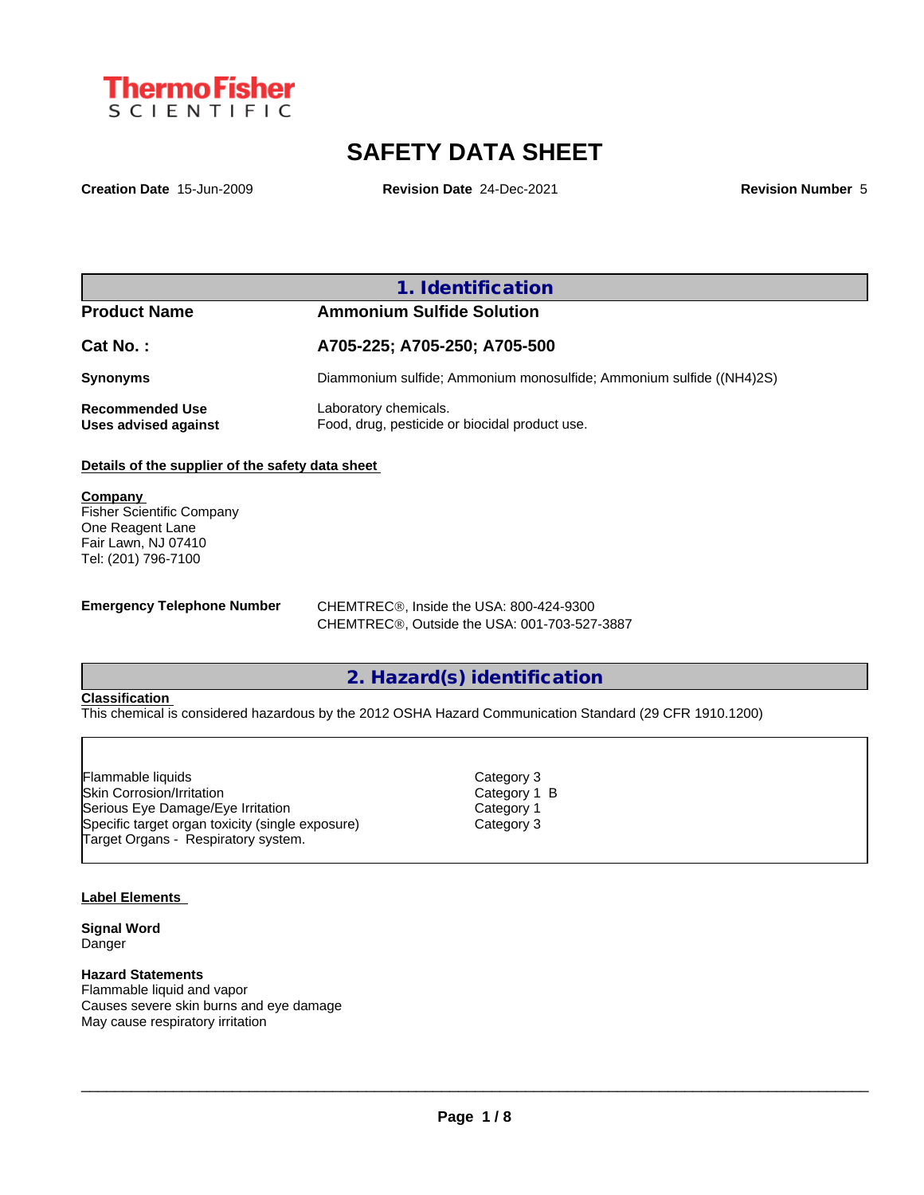ThermoFisher SCIENTIFIC

# SAFETY DATA SHEET

**Creation Date** 15-Jun-2009 **Revision Date** 24-Dec-2021 **Revision Number** 5

## 1. Identification

| | |
|---|---|
| **Product Name** | **Ammonium Sulfide Solution** |
| **Cat No. :** | **A705-225; A705-250; A705-500** |
| **Synonyms** | Diammonium sulfide; Ammonium monosulfide; Ammonium sulfide ((NH4)2S) |
| **Recommended Use** | Laboratory chemicals. |
| **Uses advised against** | Food, drug, pesticide or biocidal product use. |

**Details of the supplier of the safety data sheet**

**Company**
Fisher Scientific Company
One Reagent Lane
Fair Lawn, NJ 07410
Tel: (201) 796-7100

**Emergency Telephone Number**
CHEMTREC®, Inside the USA: 800-424-9300
CHEMTREC®, Outside the USA: 001-703-527-3887

## 2. Hazard(s) identification

**Classification**
This chemical is considered hazardous by the 2012 OSHA Hazard Communication Standard (29 CFR 1910.1200)

| | |
|---|---|
| Flammable liquids | Category 3 |
| Skin Corrosion/Irritation | Category 1 B |
| Serious Eye Damage/Eye Irritation | Category 1 |
| Specific target organ toxicity (single exposure) | Category 3 |
| Target Organs - Respiratory system. | |

**Label Elements**

**Signal Word**
Danger

**Hazard Statements**
Flammable liquid and vapor
Causes severe skin burns and eye damage
May cause respiratory irritation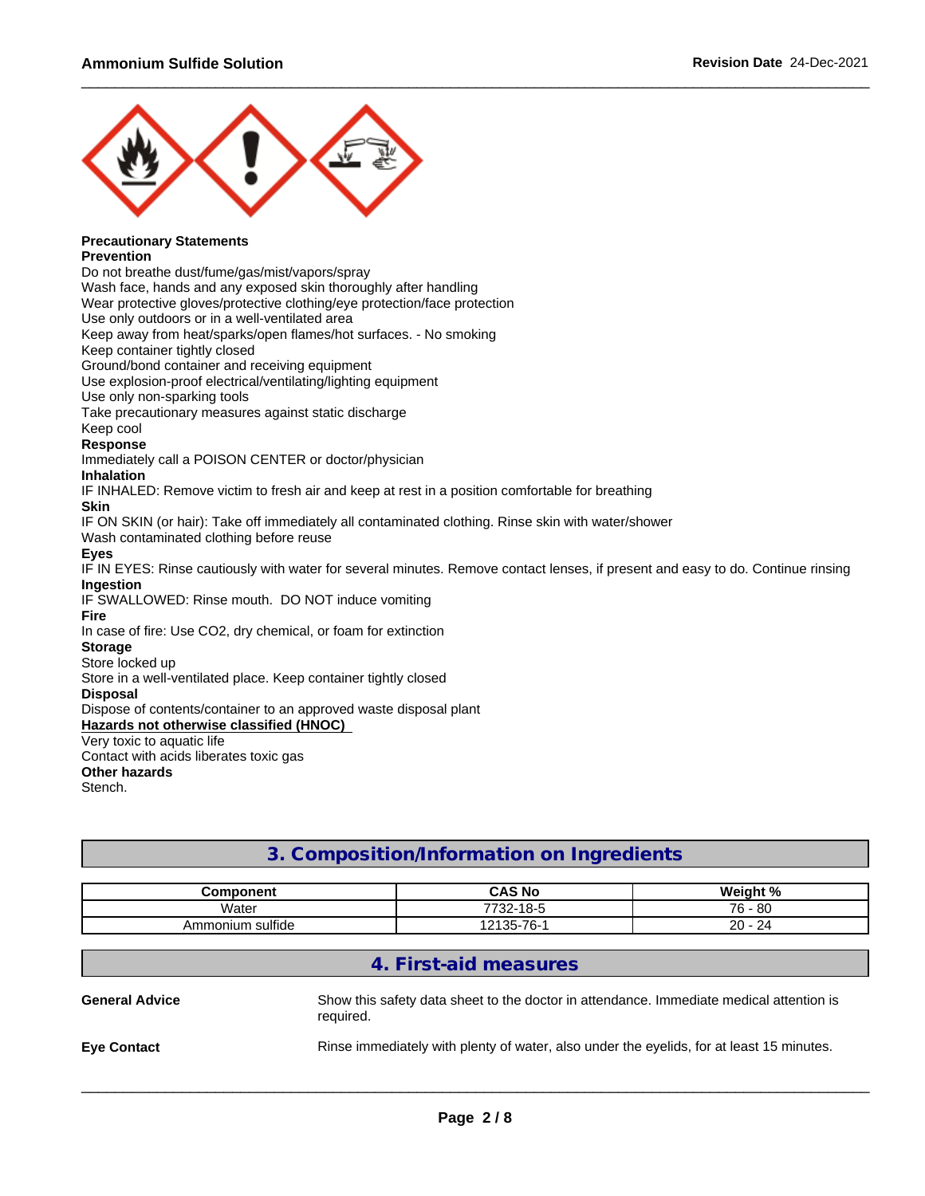**Precautionary Statements**

**Prevention**

Do not breathe dust/fume/gas/mist/vapors/spray
Wash face, hands and any exposed skin thoroughly after handling
Wear protective gloves/protective clothing/eye protection/face protection
Use only outdoors or in a well-ventilated area
Keep away from heat/sparks/open flames/hot surfaces. - No smoking
Keep container tightly closed
Ground/bond container and receiving equipment
Use explosion-proof electrical/ventilating/lighting equipment
Use only non-sparking tools
Take precautionary measures against static discharge
Keep cool

**Response**

Immediately call a POISON CENTER or doctor/physician

**Inhalation**

IF INHALED: Remove victim to fresh air and keep at rest in a position comfortable for breathing

**Skin**

IF ON SKIN (or hair): Take off immediately all contaminated clothing. Rinse skin with water/shower
Wash contaminated clothing before reuse

**Eyes**

IF IN EYES: Rinse cautiously with water for several minutes. Remove contact lenses, if present and easy to do. Continue rinsing

**Ingestion**

IF SWALLOWED: Rinse mouth. DO NOT induce vomiting

**Fire**

In case of fire: Use CO2, dry chemical, or foam for extinction

**Storage**

Store locked up
Store in a well-ventilated place. Keep container tightly closed

**Disposal**

Dispose of contents/container to an approved waste disposal plant

**Hazards not otherwise classified (HNOC)**

Very toxic to aquatic life
Contact with acids liberates toxic gas

**Other hazards**

Stench.

## 3. Composition/Information on Ingredients

| Component | CAS No | Weight % |
|---|---|---|
| Water | 7732-18-5 | 76 - 80 |
| Ammonium sulfide | 12135-76-1 | 20 - 24 |

## 4. First-aid measures

**General Advice** — Show this safety data sheet to the doctor in attendance. Immediate medical attention is required.

**Eye Contact** — Rinse immediately with plenty of water, also under the eyelids, for at least 15 minutes.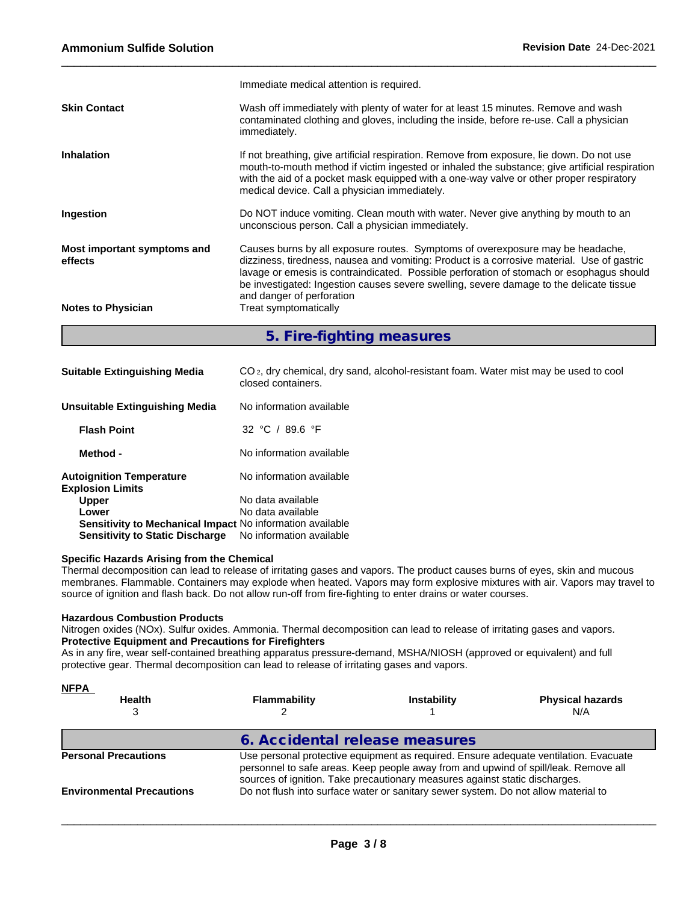| | |
|---|---|
| | Immediate medical attention is required. |
| **Skin Contact** | Wash off immediately with plenty of water for at least 15 minutes. Remove and wash contaminated clothing and gloves, including the inside, before re-use. Call a physician immediately. |
| **Inhalation** | If not breathing, give artificial respiration. Remove from exposure, lie down. Do not use mouth-to-mouth method if victim ingested or inhaled the substance; give artificial respiration with the aid of a pocket mask equipped with a one-way valve or other proper respiratory medical device. Call a physician immediately. |
| **Ingestion** | Do NOT induce vomiting. Clean mouth with water. Never give anything by mouth to an unconscious person. Call a physician immediately. |
| **Most important symptoms and effects** | Causes burns by all exposure routes. Symptoms of overexposure may be headache, dizziness, tiredness, nausea and vomiting: Product is a corrosive material. Use of gastric lavage or emesis is contraindicated. Possible perforation of stomach or esophagus should be investigated: Ingestion causes severe swelling, severe damage to the delicate tissue and danger of perforation |
| **Notes to Physician** | Treat symptomatically |

## 5. Fire-fighting measures

| | |
|---|---|
| **Suitable Extinguishing Media** | $CO_2$, dry chemical, dry sand, alcohol-resistant foam. Water mist may be used to cool closed containers. |
| **Unsuitable Extinguishing Media** | No information available |
| **Flash Point** | 32 °C / 89.6 °F |
| **Method -** | No information available |
| **Autoignition Temperature** | No information available |
| **Explosion Limits** | |
| **Upper** | No data available |
| **Lower** | No data available |
| **Sensitivity to Mechanical Impact** | No information available |
| **Sensitivity to Static Discharge** | No information available |

**Specific Hazards Arising from the Chemical**

Thermal decomposition can lead to release of irritating gases and vapors. The product causes burns of eyes, skin and mucous membranes. Flammable. Containers may explode when heated. Vapors may form explosive mixtures with air. Vapors may travel to source of ignition and flash back. Do not allow run-off from fire-fighting to enter drains or water courses.

**Hazardous Combustion Products**

Nitrogen oxides (NOx). Sulfur oxides. Ammonia. Thermal decomposition can lead to release of irritating gases and vapors.

**Protective Equipment and Precautions for Firefighters**

As in any fire, wear self-contained breathing apparatus pressure-demand, MSHA/NIOSH (approved or equivalent) and full protective gear. Thermal decomposition can lead to release of irritating gases and vapors.

**NFPA**

| Health | Flammability | Instability | Physical hazards |
|---|---|---|---|
| 3 | 2 | 1 | N/A |

## 6. Accidental release measures

| | |
|---|---|
| **Personal Precautions** | Use personal protective equipment as required. Ensure adequate ventilation. Evacuate personnel to safe areas. Keep people away from and upwind of spill/leak. Remove all sources of ignition. Take precautionary measures against static discharges. |
| **Environmental Precautions** | Do not flush into surface water or sanitary sewer system. Do not allow material to |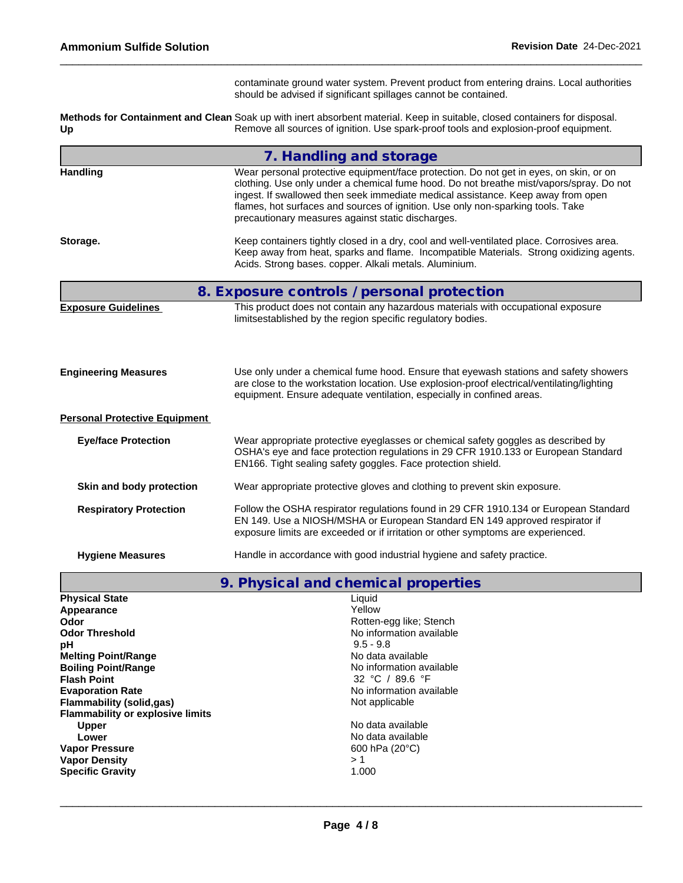contaminate ground water system. Prevent product from entering drains. Local authorities should be advised if significant spillages cannot be contained.

**Methods for Containment and Clean Up** Soak up with inert absorbent material. Keep in suitable, closed containers for disposal. Remove all sources of ignition. Use spark-proof tools and explosion-proof equipment.

## 7. Handling and storage

**Handling** Wear personal protective equipment/face protection. Do not get in eyes, on skin, or on clothing. Use only under a chemical fume hood. Do not breathe mist/vapors/spray. Do not ingest. If swallowed then seek immediate medical assistance. Keep away from open flames, hot surfaces and sources of ignition. Use only non-sparking tools. Take precautionary measures against static discharges.

**Storage.** Keep containers tightly closed in a dry, cool and well-ventilated place. Corrosives area. Keep away from heat, sparks and flame. Incompatible Materials. Strong oxidizing agents. Acids. Strong bases. copper. Alkali metals. Aluminium.

## 8. Exposure controls / personal protection

**Exposure Guidelines** This product does not contain any hazardous materials with occupational exposure limitsestablished by the region specific regulatory bodies.

**Engineering Measures** Use only under a chemical fume hood. Ensure that eyewash stations and safety showers are close to the workstation location. Use explosion-proof electrical/ventilating/lighting equipment. Ensure adequate ventilation, especially in confined areas.

**Personal Protective Equipment**

**Eye/face Protection** Wear appropriate protective eyeglasses or chemical safety goggles as described by OSHA's eye and face protection regulations in 29 CFR 1910.133 or European Standard EN166. Tight sealing safety goggles. Face protection shield.

**Skin and body protection** Wear appropriate protective gloves and clothing to prevent skin exposure.

**Respiratory Protection** Follow the OSHA respirator regulations found in 29 CFR 1910.134 or European Standard EN 149. Use a NIOSH/MSHA or European Standard EN 149 approved respirator if exposure limits are exceeded or if irritation or other symptoms are experienced.

**Hygiene Measures** Handle in accordance with good industrial hygiene and safety practice.

## 9. Physical and chemical properties

| Property | Value |
|---|---|
| **Physical State** | Liquid |
| **Appearance** | Yellow |
| **Odor** | Rotten-egg like; Stench |
| **Odor Threshold** | No information available |
| **pH** | 9.5 - 9.8 |
| **Melting Point/Range** | No data available |
| **Boiling Point/Range** | No information available |
| **Flash Point** | 32 °C / 89.6 °F |
| **Evaporation Rate** | No information available |
| **Flammability (solid,gas)** | Not applicable |
| **Flammability or explosive limits** | |
| Upper | No data available |
| Lower | No data available |
| **Vapor Pressure** | 600 hPa (20°C) |
| **Vapor Density** | > 1 |
| **Specific Gravity** | 1.000 |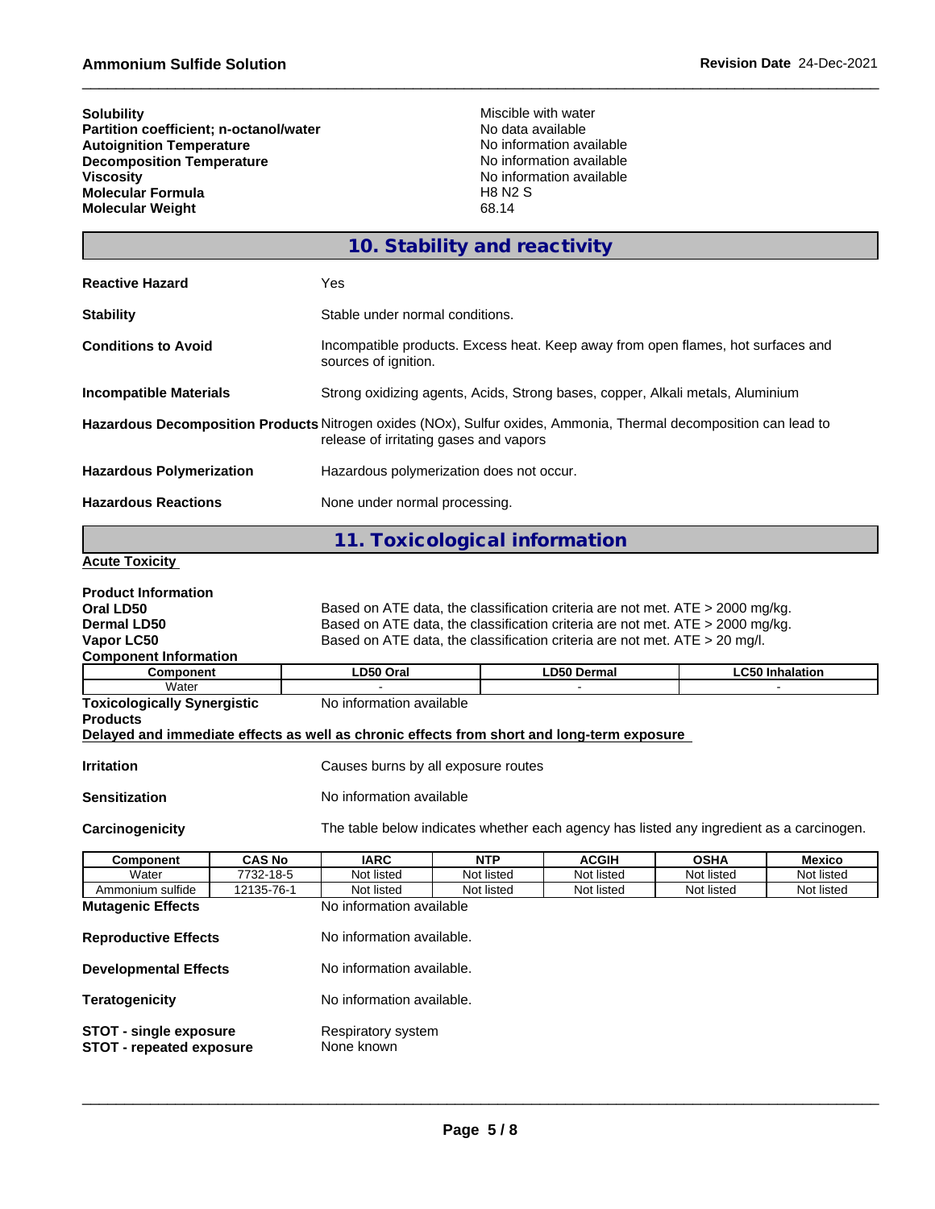| | |
|---|---|
| **Solubility** | Miscible with water |
| **Partition coefficient; n-octanol/water** | No data available |
| **Autoignition Temperature** | No information available |
| **Decomposition Temperature** | No information available |
| **Viscosity** | No information available |
| **Molecular Formula** | H8 N2 S |
| **Molecular Weight** | 68.14 |

## 10. Stability and reactivity

| | |
|---|---|
| **Reactive Hazard** | Yes |
| **Stability** | Stable under normal conditions. |
| **Conditions to Avoid** | Incompatible products. Excess heat. Keep away from open flames, hot surfaces and sources of ignition. |
| **Incompatible Materials** | Strong oxidizing agents, Acids, Strong bases, copper, Alkali metals, Aluminium |
| **Hazardous Decomposition Products** | Nitrogen oxides (NOx), Sulfur oxides, Ammonia, Thermal decomposition can lead to release of irritating gases and vapors |
| **Hazardous Polymerization** | Hazardous polymerization does not occur. |
| **Hazardous Reactions** | None under normal processing. |

## 11. Toxicological information

**Acute Toxicity**

**Product Information**

| | |
|---|---|
| **Oral LD50** | Based on ATE data, the classification criteria are not met. ATE > 2000 mg/kg. |
| **Dermal LD50** | Based on ATE data, the classification criteria are not met. ATE > 2000 mg/kg. |
| **Vapor LC50** | Based on ATE data, the classification criteria are not met. ATE > 20 mg/l. |

**Component Information**

| Component | LD50 Oral | LD50 Dermal | LC50 Inhalation |
|---|---|---|---|
| Water | - | - | - |

**Toxicologically Synergistic Products** No information available

**Delayed and immediate effects as well as chronic effects from short and long-term exposure**

| | |
|---|---|
| **Irritation** | Causes burns by all exposure routes |
| **Sensitization** | No information available |
| **Carcinogenicity** | The table below indicates whether each agency has listed any ingredient as a carcinogen. |

| Component | CAS No | IARC | NTP | ACGIH | OSHA | Mexico |
|---|---|---|---|---|---|---|
| Water | 7732-18-5 | Not listed | Not listed | Not listed | Not listed | Not listed |
| Ammonium sulfide | 12135-76-1 | Not listed | Not listed | Not listed | Not listed | Not listed |

| | |
|---|---|
| **Mutagenic Effects** | No information available |
| **Reproductive Effects** | No information available. |
| **Developmental Effects** | No information available. |
| **Teratogenicity** | No information available. |
| **STOT - single exposure** | Respiratory system |
| **STOT - repeated exposure** | None known |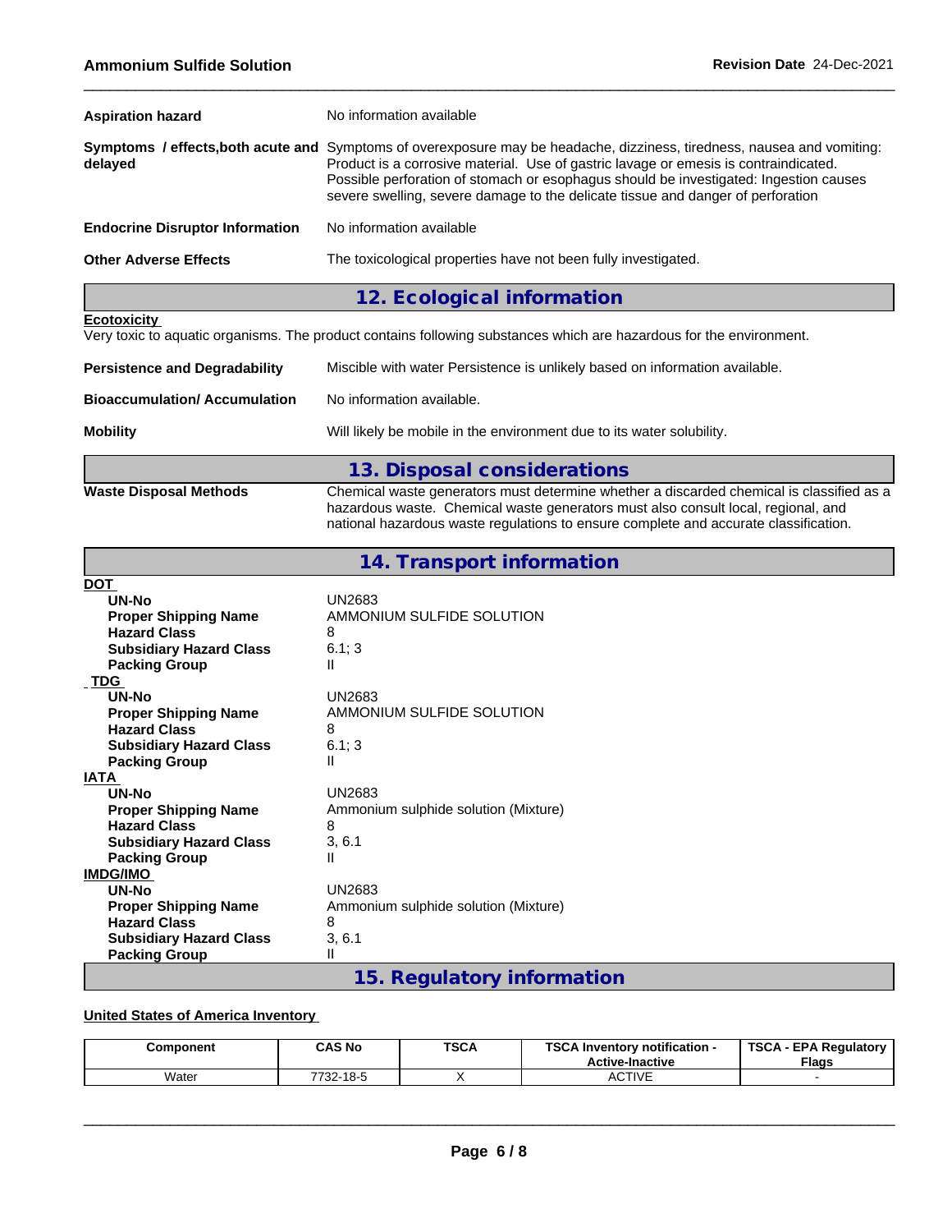**Aspiration hazard** No information available

**Symptoms / effects,both acute and delayed** Symptoms of overexposure may be headache, dizziness, tiredness, nausea and vomiting: Product is a corrosive material. Use of gastric lavage or emesis is contraindicated. Possible perforation of stomach or esophagus should be investigated: Ingestion causes severe swelling, severe damage to the delicate tissue and danger of perforation

**Endocrine Disruptor Information** No information available

**Other Adverse Effects** The toxicological properties have not been fully investigated.

## 12. Ecological information

**Ecotoxicity**

Very toxic to aquatic organisms. The product contains following substances which are hazardous for the environment.

**Persistence and Degradability** Miscible with water Persistence is unlikely based on information available.

**Bioaccumulation/ Accumulation** No information available.

**Mobility** Will likely be mobile in the environment due to its water solubility.

## 13. Disposal considerations

**Waste Disposal Methods** Chemical waste generators must determine whether a discarded chemical is classified as a hazardous waste. Chemical waste generators must also consult local, regional, and national hazardous waste regulations to ensure complete and accurate classification.

## 14. Transport information

**DOT**

- **UN-No** UN2683
- **Proper Shipping Name** AMMONIUM SULFIDE SOLUTION
- **Hazard Class** 8
- **Subsidiary Hazard Class** 6.1; 3
- **Packing Group** II

**TDG**

- **UN-No** UN2683
- **Proper Shipping Name** AMMONIUM SULFIDE SOLUTION
- **Hazard Class** 8
- **Subsidiary Hazard Class** 6.1; 3
- **Packing Group** II

**IATA**

- **UN-No** UN2683
- **Proper Shipping Name** Ammonium sulphide solution (Mixture)
- **Hazard Class** 8
- **Subsidiary Hazard Class** 3, 6.1
- **Packing Group** II

**IMDG/IMO**

- **UN-No** UN2683
- **Proper Shipping Name** Ammonium sulphide solution (Mixture)
- **Hazard Class** 8
- **Subsidiary Hazard Class** 3, 6.1
- **Packing Group** II

## 15. Regulatory information

**United States of America Inventory**

| Component | CAS No | TSCA | TSCA Inventory notification - Active-Inactive | TSCA - EPA Regulatory Flags |
|---|---|---|---|---|
| Water | 7732-18-5 | X | ACTIVE | - |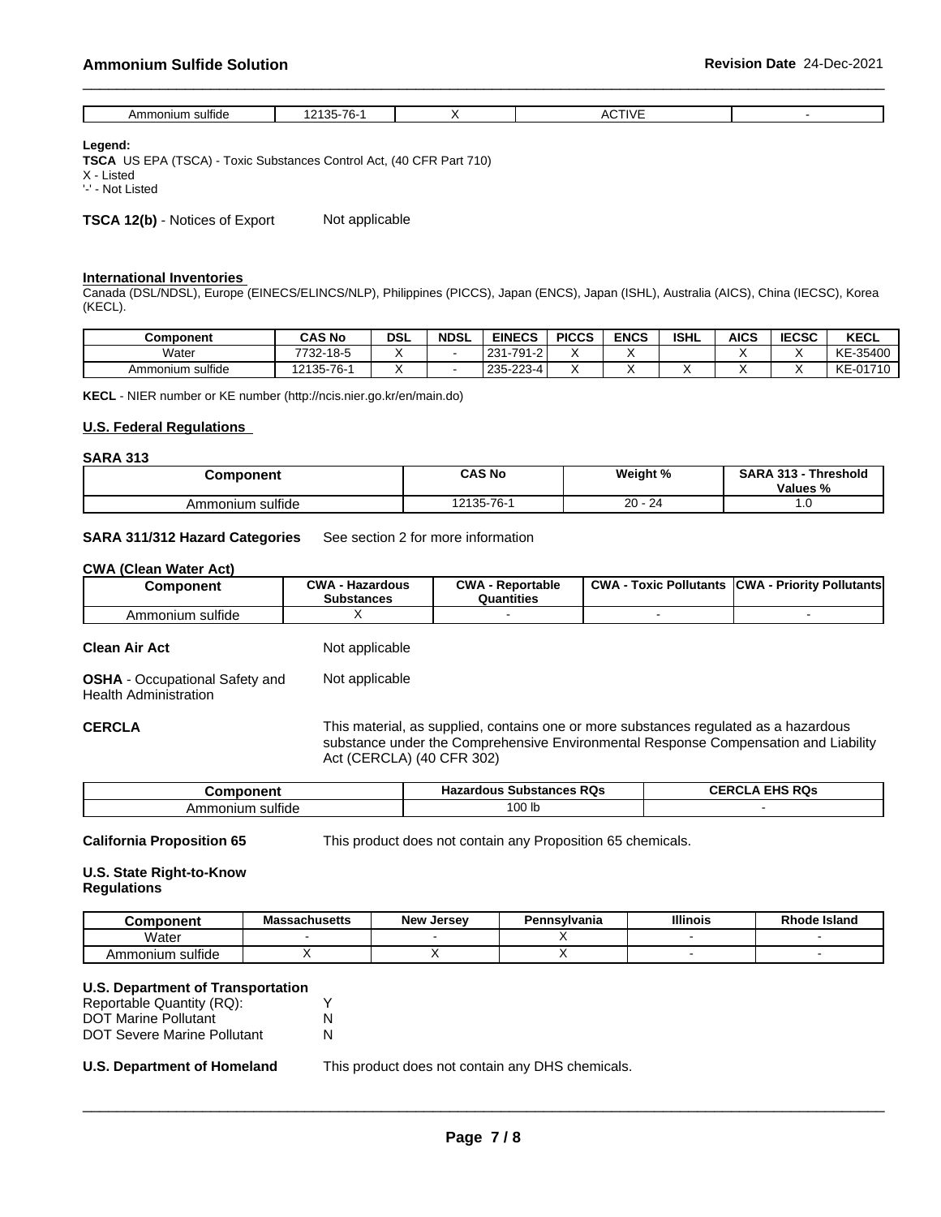| Ammonium sulfide | 12135-76-1 | X | ACTIVE | - |
|---|---|---|---|---|

**Legend:**
**TSCA** US EPA (TSCA) - Toxic Substances Control Act, (40 CFR Part 710)
X - Listed
'-' - Not Listed

**TSCA 12(b)** - Notices of Export Not applicable

**International Inventories**
Canada (DSL/NDSL), Europe (EINECS/ELINCS/NLP), Philippines (PICCS), Japan (ENCS), Japan (ISHL), Australia (AICS), China (IECSC), Korea (KECL).

| Component | CAS No | DSL | NDSL | EINECS | PICCS | ENCS | ISHL | AICS | IECSC | KECL |
|---|---|---|---|---|---|---|---|---|---|---|
| Water | 7732-18-5 | X | - | 231-791-2 | X | X | | X | X | KE-35400 |
| Ammonium sulfide | 12135-76-1 | X | - | 235-223-4 | X | X | X | X | X | KE-01710 |

**KECL** - NIER number or KE number (http://ncis.nier.go.kr/en/main.do)

**U.S. Federal Regulations**

**SARA 313**

| Component | CAS No | Weight % | SARA 313 - Threshold Values % |
|---|---|---|---|
| Ammonium sulfide | 12135-76-1 | 20 - 24 | 1.0 |

**SARA 311/312 Hazard Categories** See section 2 for more information

**CWA (Clean Water Act)**

| Component | CWA - Hazardous Substances | CWA - Reportable Quantities | CWA - Toxic Pollutants | CWA - Priority Pollutants |
|---|---|---|---|---|
| Ammonium sulfide | X | - | - | - |

**Clean Air Act** Not applicable

**OSHA** - Occupational Safety and Health Administration Not applicable

**CERCLA** This material, as supplied, contains one or more substances regulated as a hazardous substance under the Comprehensive Environmental Response Compensation and Liability Act (CERCLA) (40 CFR 302)

| Component | Hazardous Substances RQs | CERCLA EHS RQs |
|---|---|---|
| Ammonium sulfide | 100 lb | - |

**California Proposition 65** This product does not contain any Proposition 65 chemicals.

**U.S. State Right-to-Know Regulations**

| Component | Massachusetts | New Jersey | Pennsylvania | Illinois | Rhode Island |
|---|---|---|---|---|---|
| Water | - | - | X | - | - |
| Ammonium sulfide | X | X | X | - | - |

**U.S. Department of Transportation**
Reportable Quantity (RQ): Y
DOT Marine Pollutant N
DOT Severe Marine Pollutant N

**U.S. Department of Homeland** This product does not contain any DHS chemicals.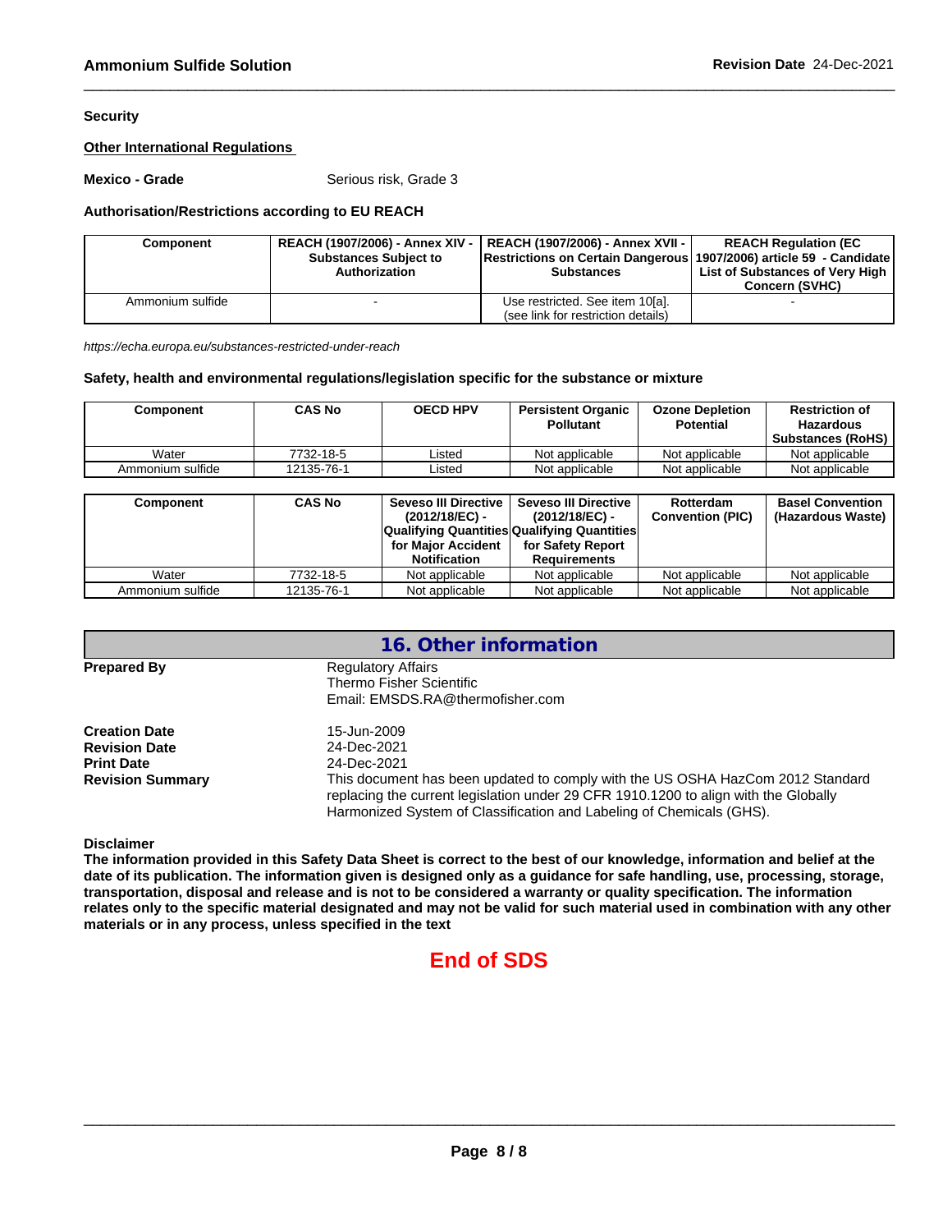**Security**

**Other International Regulations**

**Mexico - Grade** Serious risk, Grade 3

**Authorisation/Restrictions according to EU REACH**

| Component | REACH (1907/2006) - Annex XIV - Substances Subject to Authorization | REACH (1907/2006) - Annex XVII - Restrictions on Certain Dangerous Substances | REACH Regulation (EC 1907/2006) article 59 - Candidate List of Substances of Very High Concern (SVHC) |
|---|---|---|---|
| Ammonium sulfide | - | Use restricted. See item 10[a]. (see link for restriction details) | - |

*https://echa.europa.eu/substances-restricted-under-reach*

**Safety, health and environmental regulations/legislation specific for the substance or mixture**

| Component | CAS No | OECD HPV | Persistent Organic Pollutant | Ozone Depletion Potential | Restriction of Hazardous Substances (RoHS) |
|---|---|---|---|---|---|
| Water | 7732-18-5 | Listed | Not applicable | Not applicable | Not applicable |
| Ammonium sulfide | 12135-76-1 | Listed | Not applicable | Not applicable | Not applicable |

| Component | CAS No | Seveso III Directive (2012/18/EC) - Qualifying Quantities for Major Accident Notification | Seveso III Directive (2012/18/EC) - Qualifying Quantities for Safety Report Requirements | Rotterdam Convention (PIC) | Basel Convention (Hazardous Waste) |
|---|---|---|---|---|---|
| Water | 7732-18-5 | Not applicable | Not applicable | Not applicable | Not applicable |
| Ammonium sulfide | 12135-76-1 | Not applicable | Not applicable | Not applicable | Not applicable |

## 16. Other information

**Prepared By** Regulatory Affairs
Thermo Fisher Scientific
Email: EMSDS.RA@thermofisher.com

**Creation Date** 15-Jun-2009
**Revision Date** 24-Dec-2021
**Print Date** 24-Dec-2021
**Revision Summary** This document has been updated to comply with the US OSHA HazCom 2012 Standard replacing the current legislation under 29 CFR 1910.1200 to align with the Globally Harmonized System of Classification and Labeling of Chemicals (GHS).

**Disclaimer**
**The information provided in this Safety Data Sheet is correct to the best of our knowledge, information and belief at the date of its publication. The information given is designed only as a guidance for safe handling, use, processing, storage, transportation, disposal and release and is not to be considered a warranty or quality specification. The information relates only to the specific material designated and may not be valid for such material used in combination with any other materials or in any process, unless specified in the text**

**End of SDS**